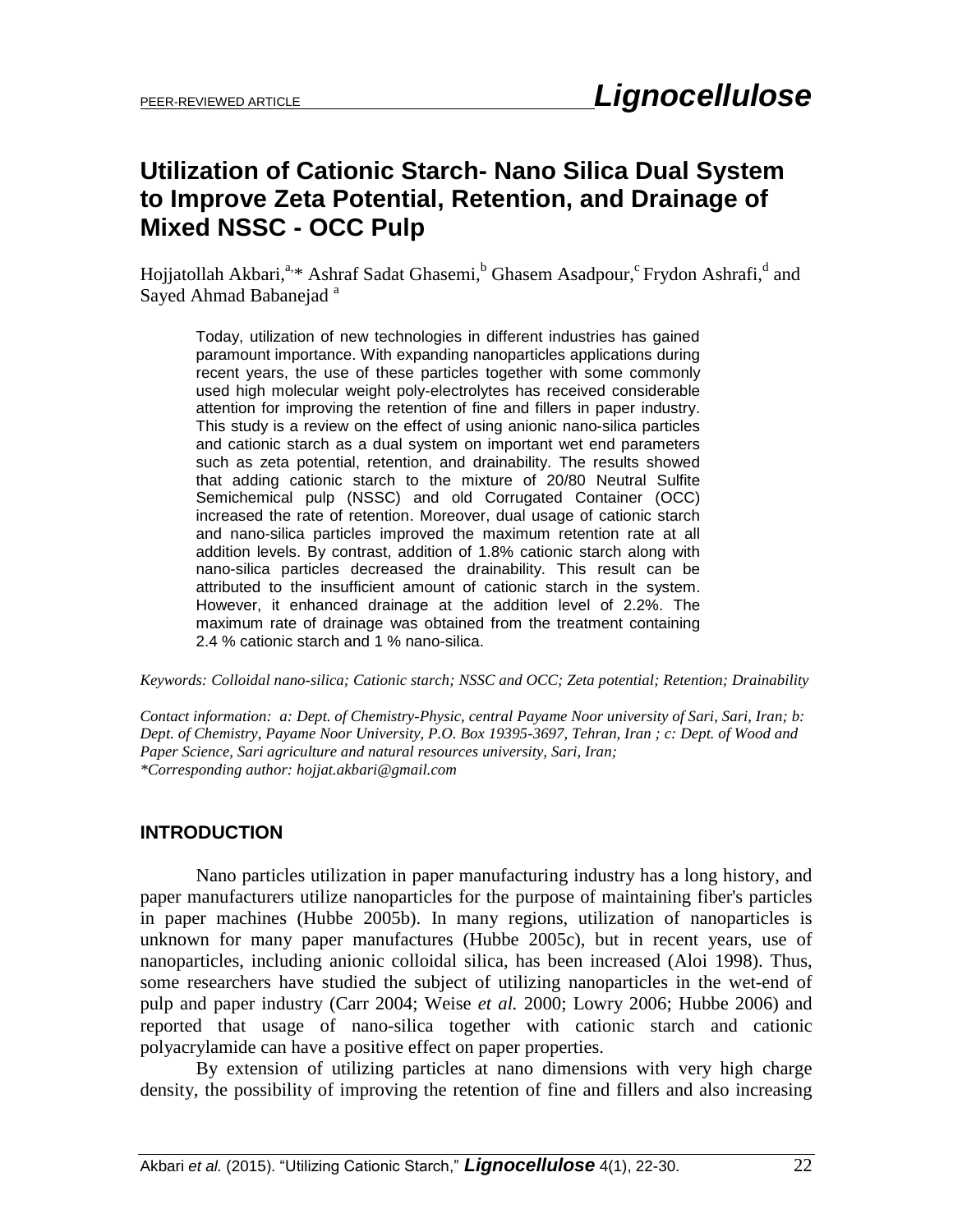# Utilization of Cationic Starch- Nano Silica Dual System to Improve Zeta Potential, Retention, and Drainage of Mixed NSSC - OCC Pulp

Hojjatollah Akbari,[a,*] Ashraf Sadat Ghasemi,[b] Ghasem Asadpour,[c] Frydon Ashrafi,[d] and Sayed Ahmad Babanejad [a]

Today, utilization of new technologies in different industries has gained paramount importance. With expanding nanoparticles applications during recent years, the use of these particles together with some commonly used high molecular weight poly-electrolytes has received considerable attention for improving the retention of fine and fillers in paper industry. This study is a review on the effect of using anionic nano-silica particles and cationic starch as a dual system on important wet end parameters such as zeta potential, retention, and drainability. The results showed that adding cationic starch to the mixture of 20/80 Neutral Sulfite Semichemical pulp (NSSC) and old Corrugated Container (OCC) increased the rate of retention. Moreover, dual usage of cationic starch and nano-silica particles improved the maximum retention rate at all addition levels. By contrast, addition of 1.8% cationic starch along with nano-silica particles decreased the drainability. This result can be attributed to the insufficient amount of cationic starch in the system. However, it enhanced drainage at the addition level of 2.2%. The maximum rate of drainage was obtained from the treatment containing 2.4 % cationic starch and 1 % nano-silica.

*Keywords: Colloidal nano-silica; Cationic starch; NSSC and OCC; Zeta potential; Retention; Drainability*

*Contact information: a: Dept. of Chemistry-Physic, central Payame Noor university of Sari, Sari, Iran; b: Dept. of Chemistry, Payame Noor University, P.O. Box 19395-3697, Tehran, Iran ; c: Dept. of Wood and Paper Science, Sari agriculture and natural resources university, Sari, Iran;*
*\*Corresponding author: hojjat.akbari@gmail.com*

## INTRODUCTION

Nano particles utilization in paper manufacturing industry has a long history, and paper manufacturers utilize nanoparticles for the purpose of maintaining fiber's particles in paper machines (Hubbe 2005b). In many regions, utilization of nanoparticles is unknown for many paper manufactures (Hubbe 2005c), but in recent years, use of nanoparticles, including anionic colloidal silica, has been increased (Aloi 1998). Thus, some researchers have studied the subject of utilizing nanoparticles in the wet-end of pulp and paper industry (Carr 2004; Weise *et al.* 2000; Lowry 2006; Hubbe 2006) and reported that usage of nano-silica together with cationic starch and cationic polyacrylamide can have a positive effect on paper properties.

By extension of utilizing particles at nano dimensions with very high charge density, the possibility of improving the retention of fine and fillers and also increasing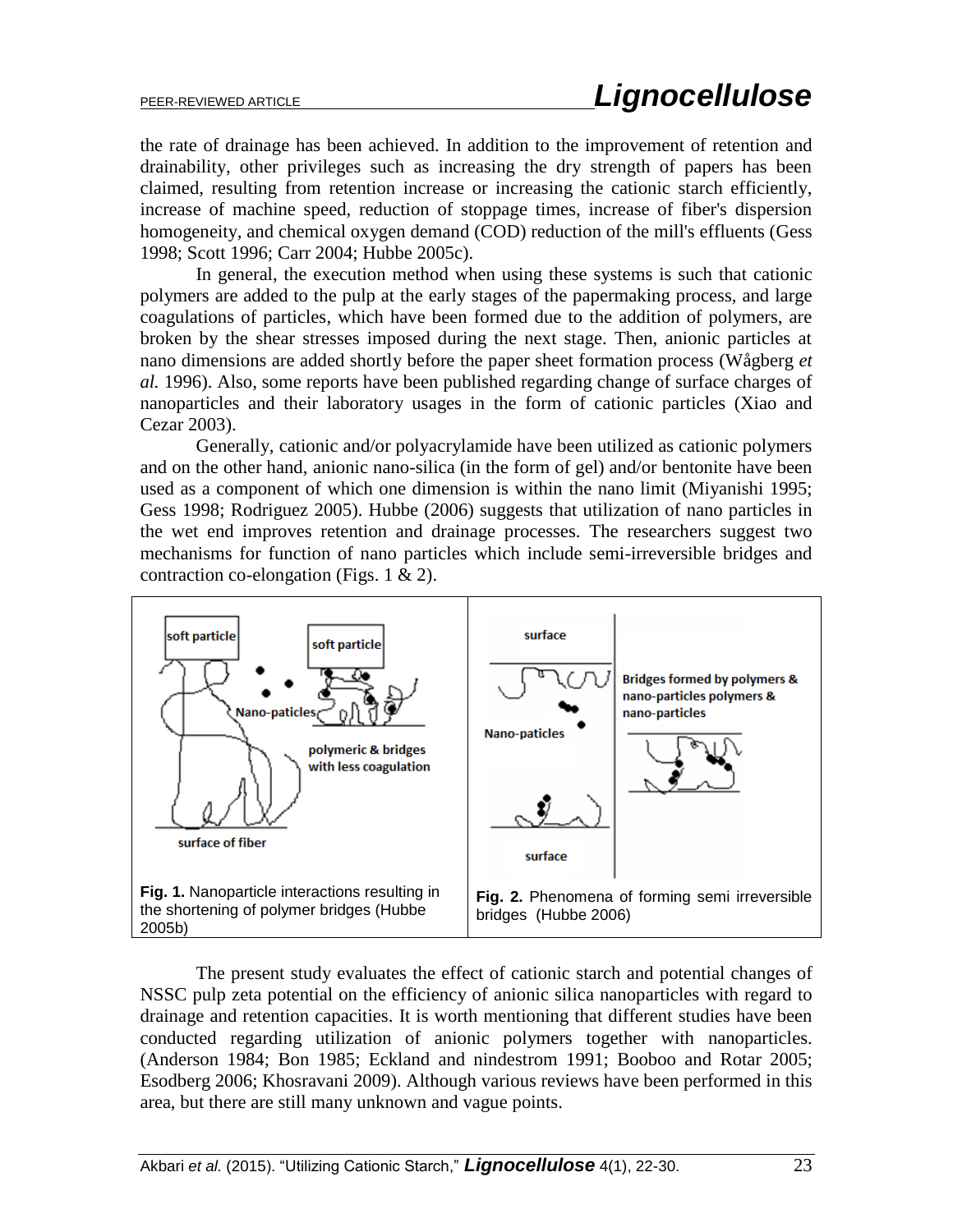the rate of drainage has been achieved. In addition to the improvement of retention and drainability, other privileges such as increasing the dry strength of papers has been claimed, resulting from retention increase or increasing the cationic starch efficiently, increase of machine speed, reduction of stoppage times, increase of fiber's dispersion homogeneity, and chemical oxygen demand (COD) reduction of the mill's effluents (Gess 1998; Scott 1996; Carr 2004; Hubbe 2005c).

In general, the execution method when using these systems is such that cationic polymers are added to the pulp at the early stages of the papermaking process, and large coagulations of particles, which have been formed due to the addition of polymers, are broken by the shear stresses imposed during the next stage. Then, anionic particles at nano dimensions are added shortly before the paper sheet formation process (Wågberg *et al.* 1996). Also, some reports have been published regarding change of surface charges of nanoparticles and their laboratory usages in the form of cationic particles (Xiao and Cezar 2003).

Generally, cationic and/or polyacrylamide have been utilized as cationic polymers and on the other hand, anionic nano-silica (in the form of gel) and/or bentonite have been used as a component of which one dimension is within the nano limit (Miyanishi 1995; Gess 1998; Rodriguez 2005). Hubbe (2006) suggests that utilization of nano particles in the wet end improves retention and drainage processes. The researchers suggest two mechanisms for function of nano particles which include semi-irreversible bridges and contraction co-elongation (Figs. 1 & 2).

**Fig. 1.** Nanoparticle interactions resulting in the shortening of polymer bridges (Hubbe 2005b)

**Fig. 2.** Phenomena of forming semi irreversible bridges (Hubbe 2006)

The present study evaluates the effect of cationic starch and potential changes of NSSC pulp zeta potential on the efficiency of anionic silica nanoparticles with regard to drainage and retention capacities. It is worth mentioning that different studies have been conducted regarding utilization of anionic polymers together with nanoparticles. (Anderson 1984; Bon 1985; Eckland and nindestrom 1991; Booboo and Rotar 2005; Esodberg 2006; Khosravani 2009). Although various reviews have been performed in this area, but there are still many unknown and vague points.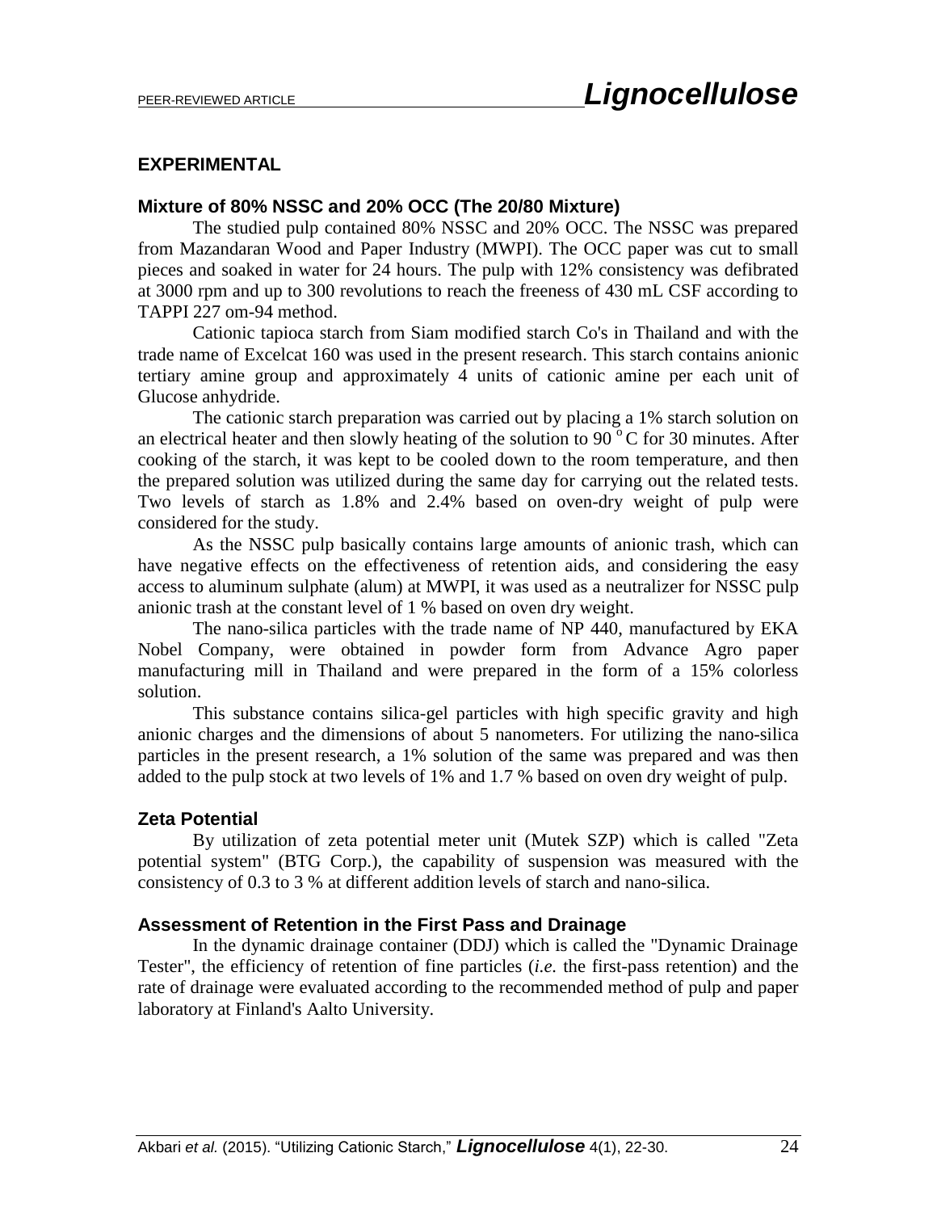## EXPERIMENTAL

### Mixture of 80% NSSC and 20% OCC (The 20/80 Mixture)

The studied pulp contained 80% NSSC and 20% OCC. The NSSC was prepared from Mazandaran Wood and Paper Industry (MWPI). The OCC paper was cut to small pieces and soaked in water for 24 hours. The pulp with 12% consistency was defibrated at 3000 rpm and up to 300 revolutions to reach the freeness of 430 mL CSF according to TAPPI 227 om-94 method.

Cationic tapioca starch from Siam modified starch Co's in Thailand and with the trade name of Excelcat 160 was used in the present research. This starch contains anionic tertiary amine group and approximately 4 units of cationic amine per each unit of Glucose anhydride.

The cationic starch preparation was carried out by placing a 1% starch solution on an electrical heater and then slowly heating of the solution to 90 $^{o}$C for 30 minutes. After cooking of the starch, it was kept to be cooled down to the room temperature, and then the prepared solution was utilized during the same day for carrying out the related tests. Two levels of starch as 1.8% and 2.4% based on oven-dry weight of pulp were considered for the study.

As the NSSC pulp basically contains large amounts of anionic trash, which can have negative effects on the effectiveness of retention aids, and considering the easy access to aluminum sulphate (alum) at MWPI, it was used as a neutralizer for NSSC pulp anionic trash at the constant level of 1 % based on oven dry weight.

The nano-silica particles with the trade name of NP 440, manufactured by EKA Nobel Company, were obtained in powder form from Advance Agro paper manufacturing mill in Thailand and were prepared in the form of a 15% colorless solution.

This substance contains silica-gel particles with high specific gravity and high anionic charges and the dimensions of about 5 nanometers. For utilizing the nano-silica particles in the present research, a 1% solution of the same was prepared and was then added to the pulp stock at two levels of 1% and 1.7 % based on oven dry weight of pulp.

### Zeta Potential

By utilization of zeta potential meter unit (Mutek SZP) which is called "Zeta potential system" (BTG Corp.), the capability of suspension was measured with the consistency of 0.3 to 3 % at different addition levels starch and nano-silica.

### Assessment of Retention in the First Pass and Drainage

In the dynamic drainage container (DDJ) which is called the "Dynamic Drainage Tester", the efficiency of retention of fine particles (*i.e.* the first-pass retention) and the rate of drainage were evaluated according to the recommended method of pulp and paper laboratory at Finland's Aalto University.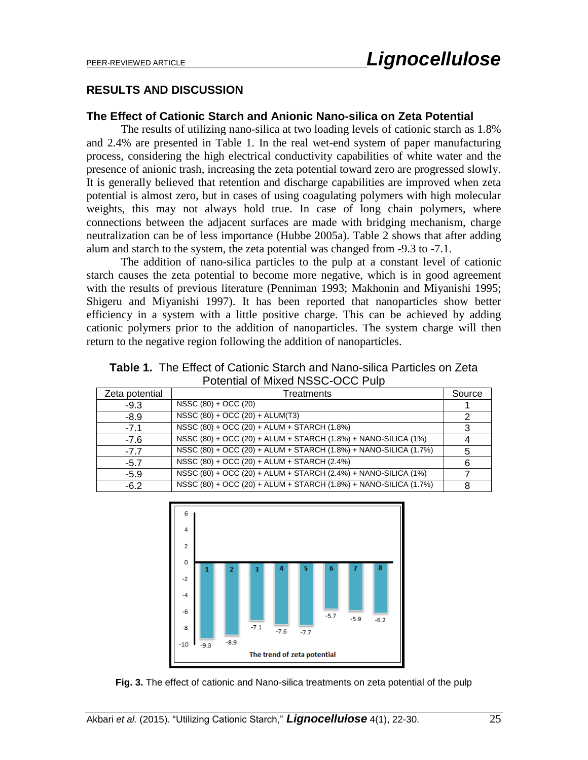## RESULTS AND DISCUSSION

### The Effect of Cationic Starch and Anionic Nano-silica on Zeta Potential

The results of utilizing nano-silica at two loading levels of cationic starch as 1.8% and 2.4% are presented in Table 1. In the real wet-end system of paper manufacturing process, considering the high electrical conductivity capabilities of white water and the presence of anionic trash, increasing the zeta potential toward zero are progressed slowly. It is generally believed that retention and discharge capabilities are improved when zeta potential is almost zero, but in cases of using coagulating polymers with high molecular weights, this may not always hold true. In case of long chain polymers, where connections between the adjacent surfaces are made with bridging mechanism, charge neutralization can be of less importance (Hubbe 2005a). Table 2 shows that after adding alum and starch to the system, the zeta potential was changed from -9.3 to -7.1.

The addition of nano-silica particles to the pulp at a constant level of cationic starch causes the zeta potential to become more negative, which is in good agreement with the results of previous literature (Penniman 1993; Makhonin and Miyanishi 1995; Shigeru and Miyanishi 1997). It has been reported that nanoparticles show better efficiency in a system with a little positive charge. This can be achieved by adding cationic polymers prior to the addition of nanoparticles. The system charge will then return to the negative region following the addition of nanoparticles.

**Table 1.** The Effect of Cationic Starch and Nano-silica Particles on Zeta Potential of Mixed NSSC-OCC Pulp

| Zeta potential | Treatments | Source |
|---|---|---|
| -9.3 | NSSC (80) + OCC (20) | 1 |
| -8.9 | NSSC (80) + OCC (20) + ALUM(T3) | 2 |
| -7.1 | NSSC (80) + OCC (20) + ALUM + STARCH (1.8%) | 3 |
| -7.6 | NSSC (80) + OCC (20) + ALUM + STARCH (1.8%) + NANO-SILICA (1%) | 4 |
| -7.7 | NSSC (80) + OCC (20) + ALUM + STARCH (1.8%) + NANO-SILICA (1.7%) | 5 |
| -5.7 | NSSC (80) + OCC (20) + ALUM + STARCH (2.4%) | 6 |
| -5.9 | NSSC (80) + OCC (20) + ALUM + STARCH (2.4%) + NANO-SILICA (1%) | 7 |
| -6.2 | NSSC (80) + OCC (20) + ALUM + STARCH (1.8%) + NANO-SILICA (1.7%) | 8 |

**Fig. 3.** The effect of cationic and Nano-silica treatments on zeta potential of the pulp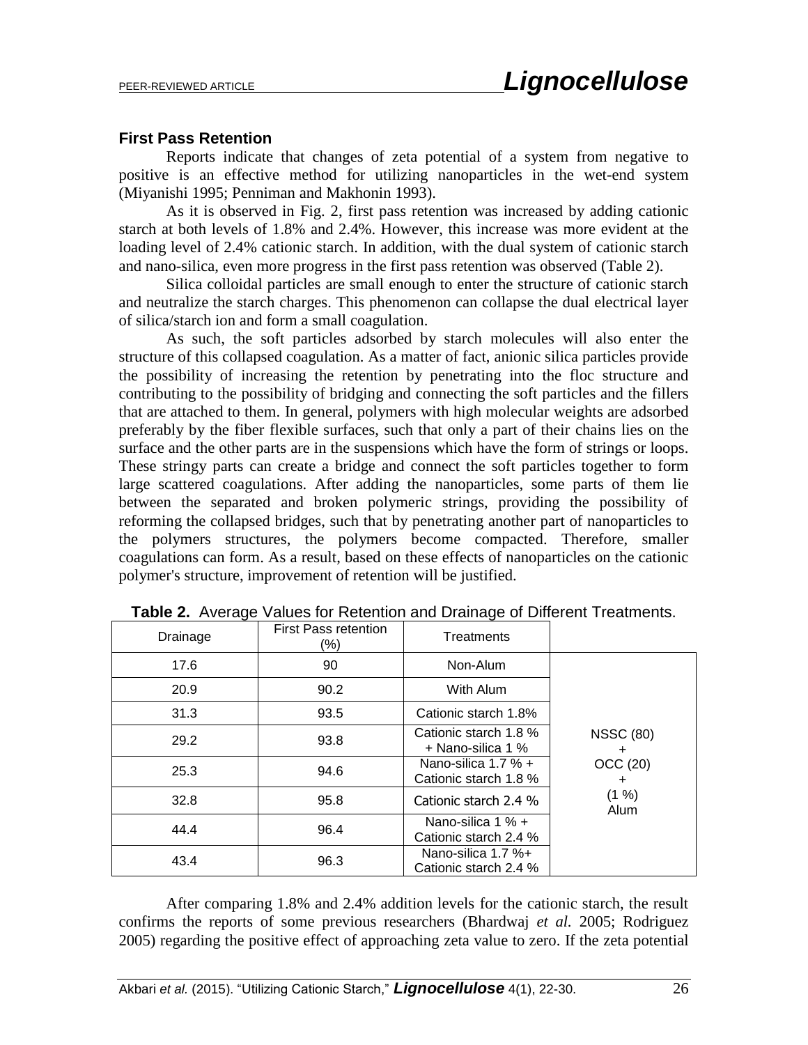### First Pass Retention

Reports indicate that changes of zeta potential of a system from negative to positive is an effective method for utilizing nanoparticles in the wet-end system (Miyanishi 1995; Penniman and Makhonin 1993).

As it is observed in Fig. 2, first pass retention was increased by adding cationic starch at both levels of 1.8% and 2.4%. However, this increase was more evident at the loading level of 2.4% cationic starch. In addition, with the dual system of cationic starch and nano-silica, even more progress in the first pass retention was observed (Table 2).

Silica colloidal particles are small enough to enter the structure of cationic starch and neutralize the starch charges. This phenomenon can collapse the dual electrical layer of silica/starch ion and form a small coagulation.

As such, the soft particles adsorbed by starch molecules will also enter the structure of this collapsed coagulation. As a matter of fact, anionic silica particles provide the possibility of increasing the retention by penetrating into the floc structure and contributing to the possibility of bridging and connecting the soft particles and the fillers that are attached to them. In general, polymers with high molecular weights are adsorbed preferably by the fiber flexible surfaces, such that only a part of their chains lies on the surface and the other parts are in the suspensions which have the form of strings or loops. These stringy parts can create a bridge and connect the soft particles together to form large scattered coagulations. After adding the nanoparticles, some parts of them lie between the separated and broken polymeric strings, providing the possibility of reforming the collapsed bridges, such that by penetrating another part of nanoparticles to the polymers structures, the polymers become compacted. Therefore, smaller coagulations can form. As a result, based on these effects of nanoparticles on the cationic polymer's structure, improvement of retention will be justified.

**Table 2.** Average Values for Retention and Drainage of Different Treatments.

| Drainage | First Pass retention (%) | Treatments | |
|---|---|---|---|
| 17.6 | 90 | Non-Alum | NSSC (80) + OCC (20) + (1 %) Alum |
| 20.9 | 90.2 | With Alum | |
| 31.3 | 93.5 | Cationic starch 1.8% | |
| 29.2 | 93.8 | Cationic starch 1.8 % + Nano-silica 1 % | |
| 25.3 | 94.6 | Nano-silica 1.7 % + Cationic starch 1.8 % | |
| 32.8 | 95.8 | Cationic starch 2.4 % | |
| 44.4 | 96.4 | Nano-silica 1 % + Cationic starch 2.4 % | |
| 43.4 | 96.3 | Nano-silica 1.7 %+ Cationic starch 2.4 % | |

After comparing 1.8% and 2.4% addition levels for the cationic starch, the result confirms the reports of some previous researchers (Bhardwaj *et al.* 2005; Rodriguez 2005) regarding the positive effect of approaching zeta value to zero. If the zeta potential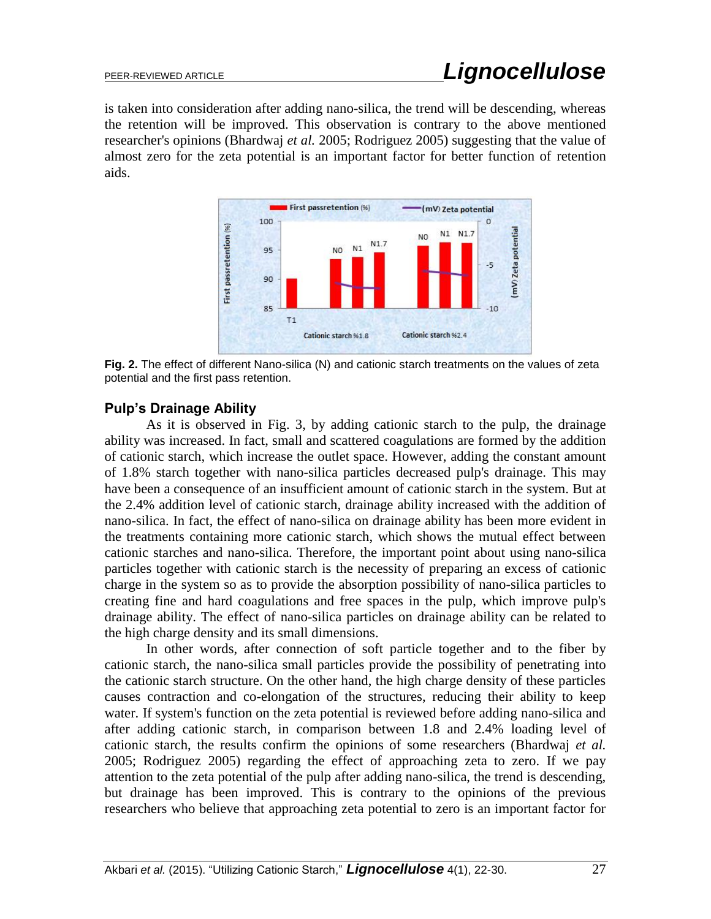is taken into consideration after adding nano-silica, the trend will be descending, whereas the retention will be improved. This observation is contrary to the above mentioned researcher's opinions (Bhardwaj *et al.* 2005; Rodriguez 2005) suggesting that the value of almost zero for the zeta potential is an important factor for better function of retention aids.

**Fig. 2.** The effect of different Nano-silica (N) and cationic starch treatments on the values of zeta potential and the first pass retention.

### Pulp's Drainage Ability

As it is observed in Fig. 3, by adding cationic starch to the pulp, the drainage ability was increased. In fact, small and scattered coagulations are formed by the addition of cationic starch, which increase the outlet space. However, adding the constant amount of 1.8% starch together with nano-silica particles decreased pulp's drainage. This may have been a consequence of an insufficient amount of cationic starch in the system. But at the 2.4% addition level of cationic starch, drainage ability increased with the addition of nano-silica. In fact, the effect of nano-silica on drainage ability has been more evident in the treatments containing more cationic starch, which shows the mutual effect between cationic starches and nano-silica. Therefore, the important point about using nano-silica particles together with cationic starch is the necessity of preparing an excess of cationic charge in the system so as to provide the absorption possibility of nano-silica particles to creating fine and hard coagulations and free spaces in the pulp, which improve pulp's drainage ability. The effect of nano-silica particles on drainage ability can be related to the high charge density and its small dimensions.

In other words, after connection of soft particle together and to the fiber by cationic starch, the nano-silica small particles provide the possibility of penetrating into the cationic starch structure. On the other hand, the high charge density of these particles causes contraction and co-elongation of the structures, reducing their ability to keep water. If system's function on the zeta potential is reviewed before adding nano-silica and after adding cationic starch, in comparison between 1.8 and 2.4% loading level of cationic starch, the results confirm the opinions of some researchers (Bhardwaj *et al.* 2005; Rodriguez 2005) regarding the effect of approaching zeta to zero. If we pay attention to the zeta potential of the pulp after adding nano-silica, the trend is descending, but drainage has been improved. This is contrary to the opinions of the previous researchers who believe that approaching zeta potential to zero is an important factor for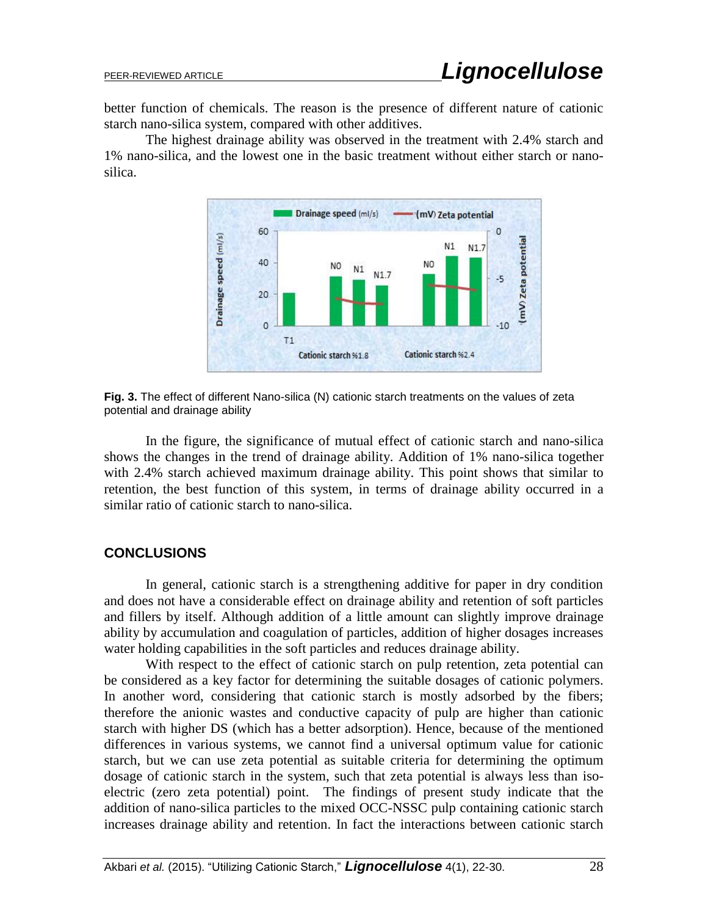better function of chemicals. The reason is the presence of different nature of cationic starch nano-silica system, compared with other additives.

The highest drainage ability was observed in the treatment with 2.4% starch and 1% nano-silica, and the lowest one in the basic treatment without either starch or nano-silica.

**Fig. 3.** The effect of different Nano-silica (N) cationic starch treatments on the values of zeta potential and drainage ability

In the figure, the significance of mutual effect of cationic starch and nano-silica shows the changes in the trend of drainage ability. Addition of 1% nano-silica together with 2.4% starch achieved maximum drainage ability. This point shows that similar to retention, the best function of this system, in terms of drainage ability occurred in a similar ratio of cationic starch to nano-silica.

## CONCLUSIONS

In general, cationic starch is a strengthening additive for paper in dry condition and does not have a considerable effect on drainage ability and retention of soft particles and fillers by itself. Although addition of a little amount can slightly improve drainage ability by accumulation and coagulation of particles, addition of higher dosages increases water holding capabilities in the soft particles and reduces drainage ability.

With respect to the effect of cationic starch on pulp retention, zeta potential can be considered as a key factor for determining the suitable dosages of cationic polymers. In another word, considering that cationic starch is mostly adsorbed by the fibers; therefore the anionic wastes and conductive capacity of pulp are higher than cationic starch with higher DS (which has a better adsorption). Hence, because of the mentioned differences in various systems, we cannot find a universal optimum value for cationic starch, but we can use zeta potential as suitable criteria for determining the optimum dosage of cationic starch in the system, such that zeta potential is always less than iso-electric (zero zeta potential) point. The findings of present study indicate that the addition of nano-silica particles to the mixed OCC-NSSC pulp containing cationic starch increases drainage ability and retention. In fact the interactions between cationic starch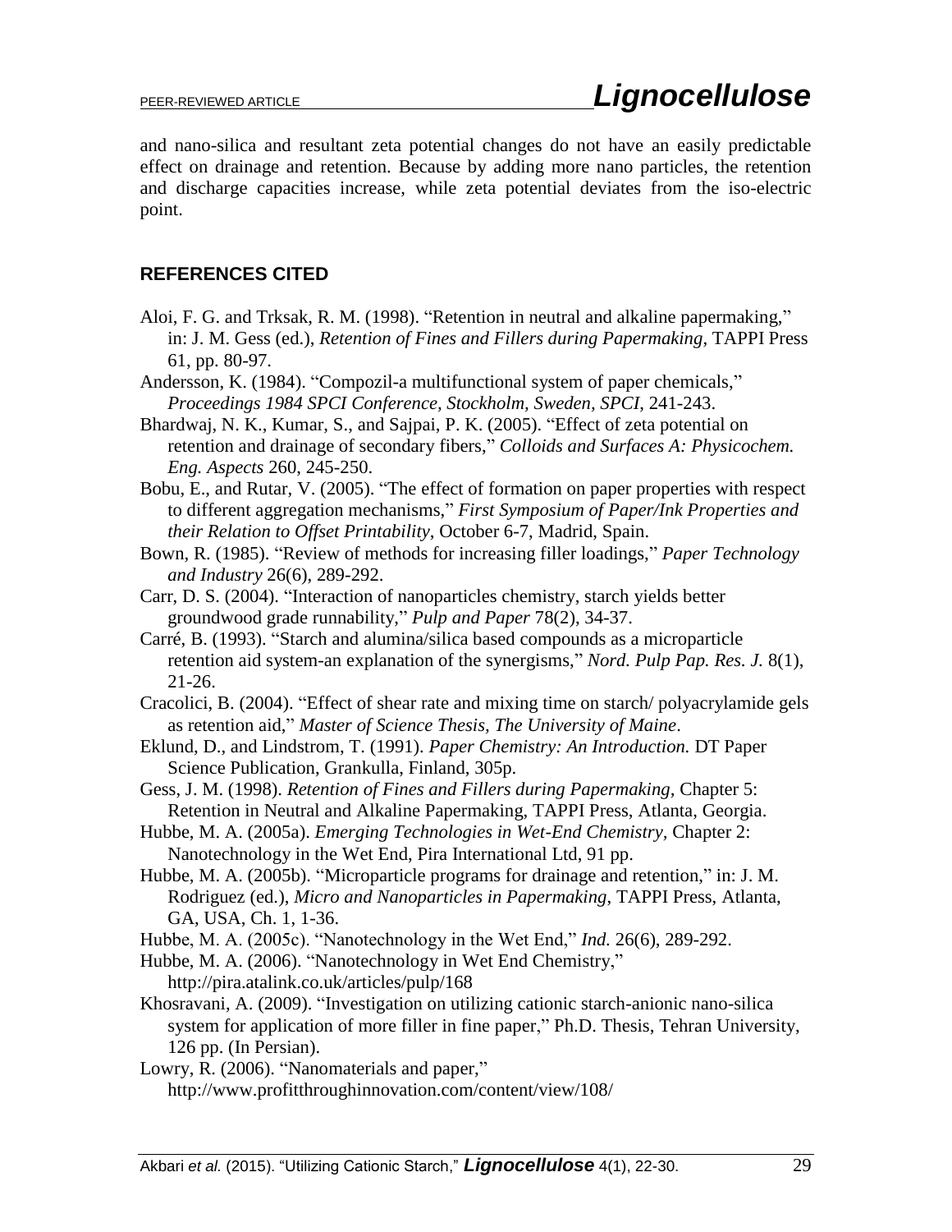and nano-silica and resultant zeta potential changes do not have an easily predictable effect on drainage and retention. Because by adding more nano particles, the retention and discharge capacities increase, while zeta potential deviates from the iso-electric point.

## REFERENCES CITED

Aloi, F. G. and Trksak, R. M. (1998). "Retention in neutral and alkaline papermaking," in: J. M. Gess (ed.), *Retention of Fines and Fillers during Papermaking*, TAPPI Press 61, pp. 80-97.

Andersson, K. (1984). "Compozil-a multifunctional system of paper chemicals," *Proceedings 1984 SPCI Conference, Stockholm, Sweden, SPCI*, 241-243.

Bhardwaj, N. K., Kumar, S., and Sajpai, P. K. (2005). "Effect of zeta potential on retention and drainage of secondary fibers," *Colloids and Surfaces A: Physicochem. Eng. Aspects* 260, 245-250.

Bobu, E., and Rutar, V. (2005). "The effect of formation on paper properties with respect to different aggregation mechanisms," *First Symposium of Paper/Ink Properties and their Relation to Offset Printability*, October 6-7, Madrid, Spain.

Bown, R. (1985). "Review of methods for increasing filler loadings," *Paper Technology and Industry* 26(6), 289-292.

Carr, D. S. (2004). "Interaction of nanoparticles chemistry, starch yields better groundwood grade runnability," *Pulp and Paper* 78(2), 34-37.

Carré, B. (1993). "Starch and alumina/silica based compounds as a microparticle retention aid system-an explanation of the synergisms," *Nord. Pulp Pap. Res. J.* 8(1), 21-26.

Cracolici, B. (2004). "Effect of shear rate and mixing time on starch/ polyacrylamide gels as retention aid," *Master of Science Thesis, The University of Maine*.

Eklund, D., and Lindstrom, T. (1991). *Paper Chemistry: An Introduction.* DT Paper Science Publication, Grankulla, Finland, 305p.

Gess, J. M. (1998). *Retention of Fines and Fillers during Papermaking*, Chapter 5: Retention in Neutral and Alkaline Papermaking, TAPPI Press, Atlanta, Georgia.

Hubbe, M. A. (2005a). *Emerging Technologies in Wet-End Chemistry*, Chapter 2: Nanotechnology in the Wet End, Pira International Ltd, 91 pp.

Hubbe, M. A. (2005b). "Microparticle programs for drainage and retention," in: J. M. Rodriguez (ed.), *Micro and Nanoparticles in Papermaking*, TAPPI Press, Atlanta, GA, USA, Ch. 1, 1-36.

Hubbe, M. A. (2005c). "Nanotechnology in the Wet End," *Ind.* 26(6), 289-292.

Hubbe, M. A. (2006). "Nanotechnology in Wet End Chemistry," http://pira.atalink.co.uk/articles/pulp/168

Khosravani, A. (2009). "Investigation on utilizing cationic starch-anionic nano-silica system for application of more filler in fine paper," Ph.D. Thesis, Tehran University, 126 pp. (In Persian).

Lowry, R. (2006). "Nanomaterials and paper," http://www.profitthroughinnovation.com/content/view/108/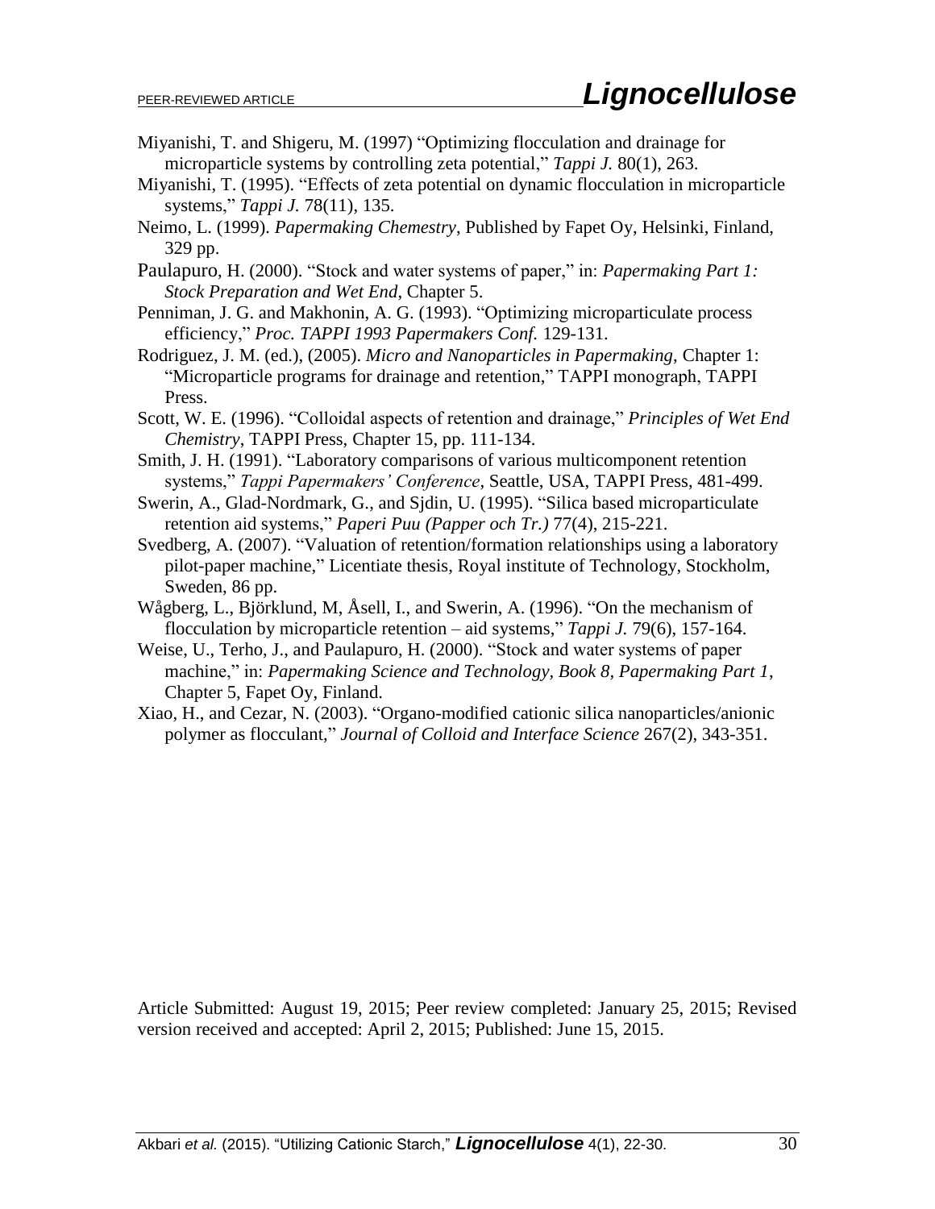Miyanishi, T. and Shigeru, M. (1997) "Optimizing flocculation and drainage for microparticle systems by controlling zeta potential," *Tappi J.* 80(1), 263.

Miyanishi, T. (1995). "Effects of zeta potential on dynamic flocculation in microparticle systems," *Tappi J.* 78(11), 135.

Neimo, L. (1999). *Papermaking Chemestry*, Published by Fapet Oy, Helsinki, Finland, 329 pp.

Paulapuro, H. (2000). "Stock and water systems of paper," in: *Papermaking Part 1: Stock Preparation and Wet End*, Chapter 5.

Penniman, J. G. and Makhonin, A. G. (1993). "Optimizing microparticulate process efficiency," *Proc. TAPPI 1993 Papermakers Conf.* 129-131.

Rodriguez, J. M. (ed.), (2005). *Micro and Nanoparticles in Papermaking*, Chapter 1: "Microparticle programs for drainage and retention," TAPPI monograph, TAPPI Press.

Scott, W. E. (1996). "Colloidal aspects of retention and drainage," *Principles of Wet End Chemistry*, TAPPI Press, Chapter 15, pp. 111-134.

Smith, J. H. (1991). "Laboratory comparisons of various multicomponent retention systems," *Tappi Papermakers' Conference*, Seattle, USA, TAPPI Press, 481-499.

Swerin, A., Glad-Nordmark, G., and Sjdin, U. (1995). "Silica based microparticulate retention aid systems," *Paperi Puu (Papper och Tr.)* 77(4), 215-221.

Svedberg, A. (2007). "Valuation of retention/formation relationships using a laboratory pilot-paper machine," Licentiate thesis, Royal institute of Technology, Stockholm, Sweden, 86 pp.

Wågberg, L., Björklund, M, Åsell, I., and Swerin, A. (1996). "On the mechanism of flocculation by microparticle retention – aid systems," *Tappi J.* 79(6), 157-164.

Weise, U., Terho, J., and Paulapuro, H. (2000). "Stock and water systems of paper machine," in: *Papermaking Science and Technology, Book 8, Papermaking Part 1*, Chapter 5, Fapet Oy, Finland.

Xiao, H., and Cezar, N. (2003). "Organo-modified cationic silica nanoparticles/anionic polymer as flocculant," *Journal of Colloid and Interface Science* 267(2), 343-351.

Article Submitted: August 19, 2015; Peer review completed: January 25, 2015; Revised version received and accepted: April 2, 2015; Published: June 15, 2015.